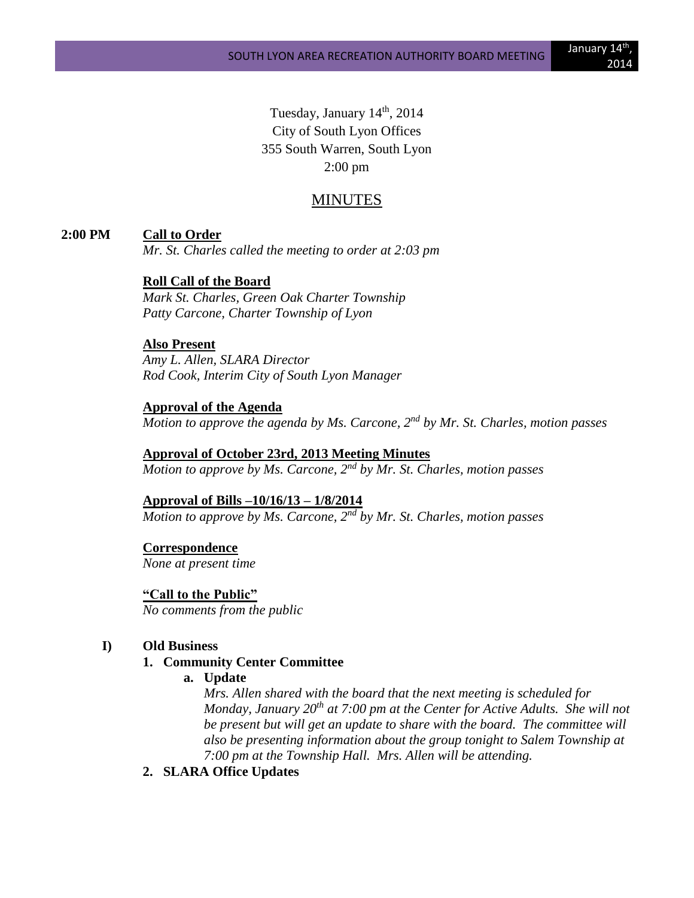Tuesday, January 14th, 2014
City of South Lyon Offices
355 South Warren, South Lyon
2:00 pm

# MINUTES

**2:00 PM** **Call to Order**

*Mr. St. Charles called the meeting to order at 2:03 pm*

**Roll Call of the Board**

*Mark St. Charles, Green Oak Charter Township*
*Patty Carcone, Charter Township of Lyon*

**Also Present**

*Amy L. Allen, SLARA Director*
*Rod Cook, Interim City of South Lyon Manager*

**Approval of the Agenda**

*Motion to approve the agenda by Ms. Carcone, 2nd by Mr. St. Charles, motion passes*

**Approval of October 23rd, 2013 Meeting Minutes**

*Motion to approve by Ms. Carcone, 2nd by Mr. St. Charles, motion passes*

**Approval of Bills –10/16/13 – 1/8/2014**

*Motion to approve by Ms. Carcone, 2nd by Mr. St. Charles, motion passes*

**Correspondence**

*None at present time*

**"Call to the Public"**

*No comments from the public*

**I) Old Business**

1. **Community Center Committee**
   a. **Update**

      *Mrs. Allen shared with the board that the next meeting is scheduled for Monday, January 20th at 7:00 pm at the Center for Active Adults. She will not be present but will get an update to share with the board. The committee will also be presenting information about the group tonight to Salem Township at 7:00 pm at the Township Hall. Mrs. Allen will be attending.*

2. **SLARA Office Updates**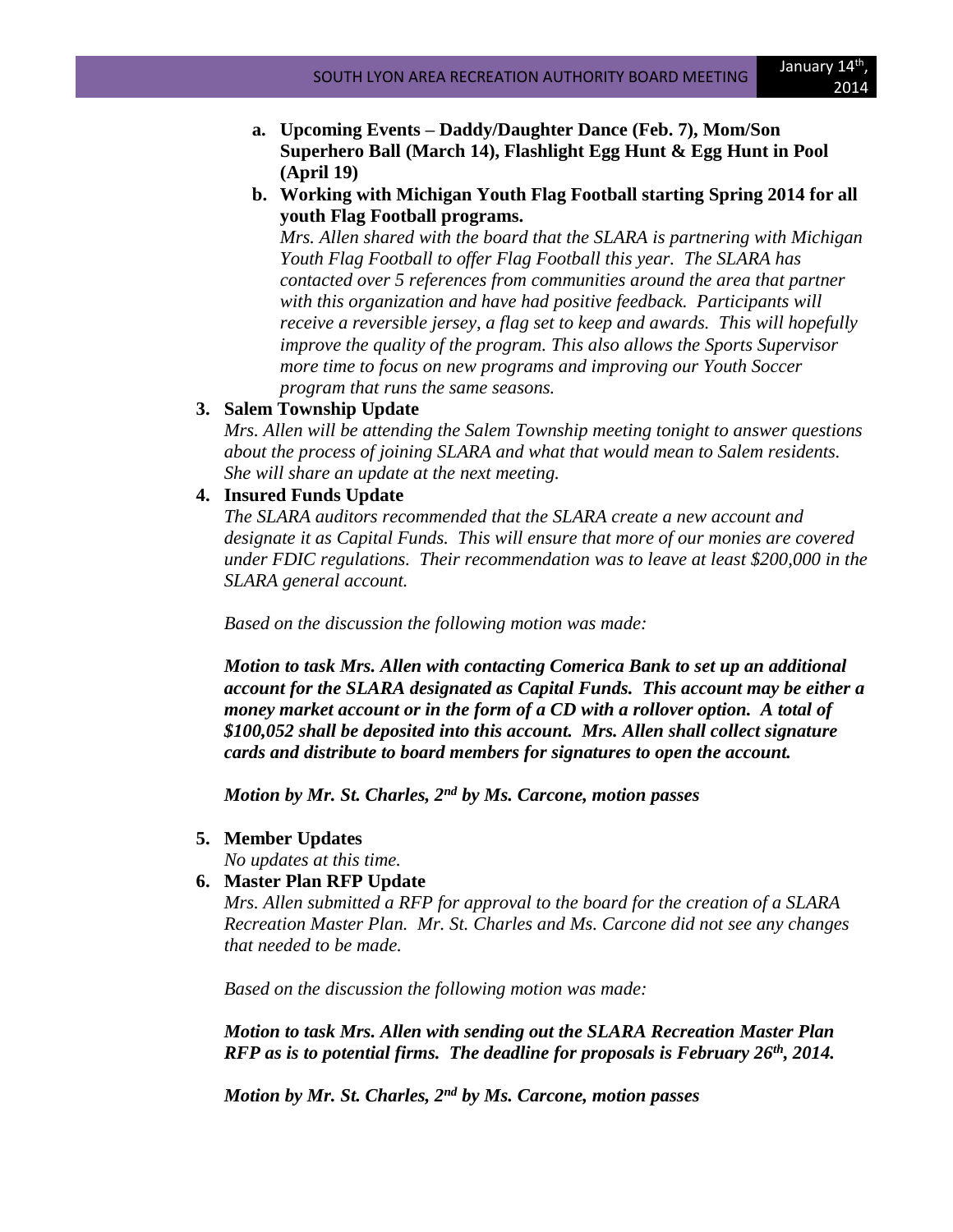a. **Upcoming Events – Daddy/Daughter Dance (Feb. 7), Mom/Son Superhero Ball (March 14), Flashlight Egg Hunt & Egg Hunt in Pool (April 19)**

b. **Working with Michigan Youth Flag Football starting Spring 2014 for all youth Flag Football programs.**
   *Mrs. Allen shared with the board that the SLARA is partnering with Michigan Youth Flag Football to offer Flag Football this year. The SLARA has contacted over 5 references from communities around the area that partner with this organization and have had positive feedback. Participants will receive a reversible jersey, a flag set to keep and awards. This will hopefully improve the quality of the program. This also allows the Sports Supervisor more time to focus on new programs and improving our Youth Soccer program that runs the same seasons.*

3. **Salem Township Update**
   *Mrs. Allen will be attending the Salem Township meeting tonight to answer questions about the process of joining SLARA and what that would mean to Salem residents. She will share an update at the next meeting.*

4. **Insured Funds Update**
   *The SLARA auditors recommended that the SLARA create a new account and designate it as Capital Funds. This will ensure that more of our monies are covered under FDIC regulations. Their recommendation was to leave at least $200,000 in the SLARA general account.*

   *Based on the discussion the following motion was made:*

   ***Motion to task Mrs. Allen with contacting Comerica Bank to set up an additional account for the SLARA designated as Capital Funds. This account may be either a money market account or in the form of a CD with a rollover option. A total of $100,052 shall be deposited into this account. Mrs. Allen shall collect signature cards and distribute to board members for signatures to open the account.***

   ***Motion by Mr. St. Charles, 2nd by Ms. Carcone, motion passes***

5. **Member Updates**
   *No updates at this time.*

6. **Master Plan RFP Update**
   *Mrs. Allen submitted a RFP for approval to the board for the creation of a SLARA Recreation Master Plan. Mr. St. Charles and Ms. Carcone did not see any changes that needed to be made.*

   *Based on the discussion the following motion was made:*

   ***Motion to task Mrs. Allen with sending out the SLARA Recreation Master Plan RFP as is to potential firms. The deadline for proposals is February 26th, 2014.***

   ***Motion by Mr. St. Charles, 2nd by Ms. Carcone, motion passes***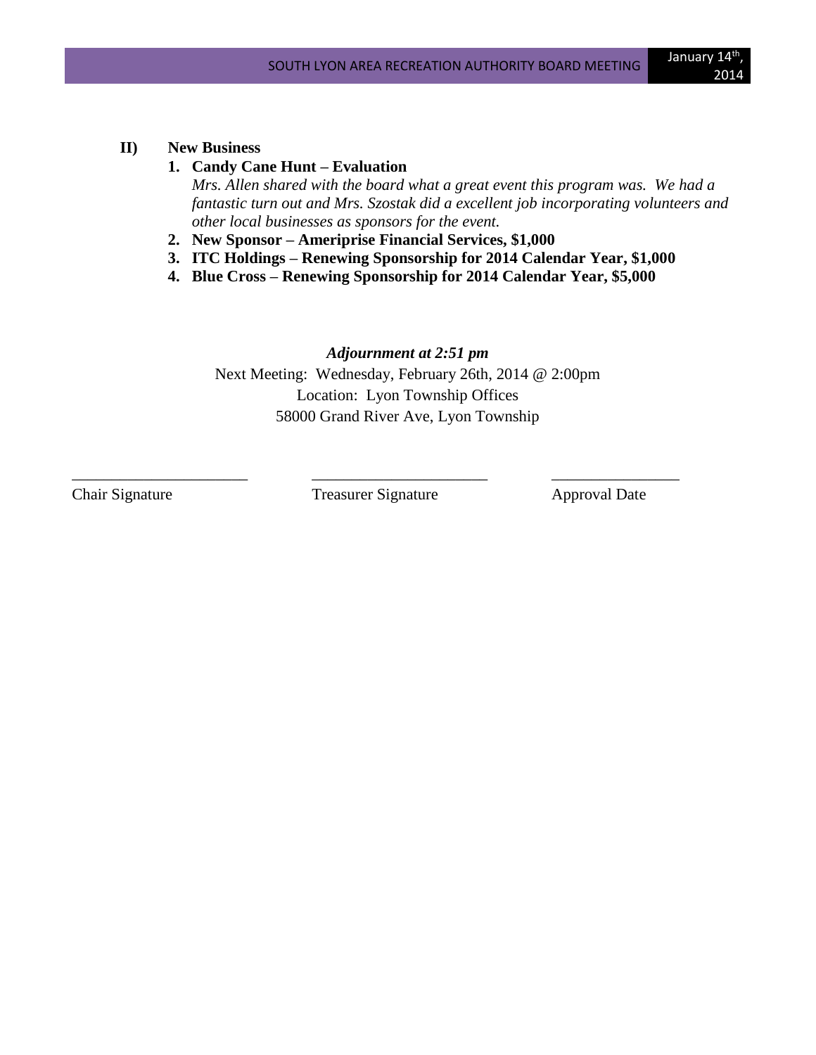**II) New Business**

1. **Candy Cane Hunt – Evaluation**
   *Mrs. Allen shared with the board what a great event this program was. We had a fantastic turn out and Mrs. Szostak did a excellent job incorporating volunteers and other local businesses as sponsors for the event.*
2. **New Sponsor – Ameriprise Financial Services, $1,000**
3. **ITC Holdings – Renewing Sponsorship for 2014 Calendar Year, $1,000**
4. **Blue Cross – Renewing Sponsorship for 2014 Calendar Year, $5,000**

***Adjournment at 2:51 pm***

Next Meeting: Wednesday, February 26th, 2014 @ 2:00pm

Location: Lyon Township Offices

58000 Grand River Ave, Lyon Township

______________________ ______________________ ________________

Chair Signature Treasurer Signature Approval Date